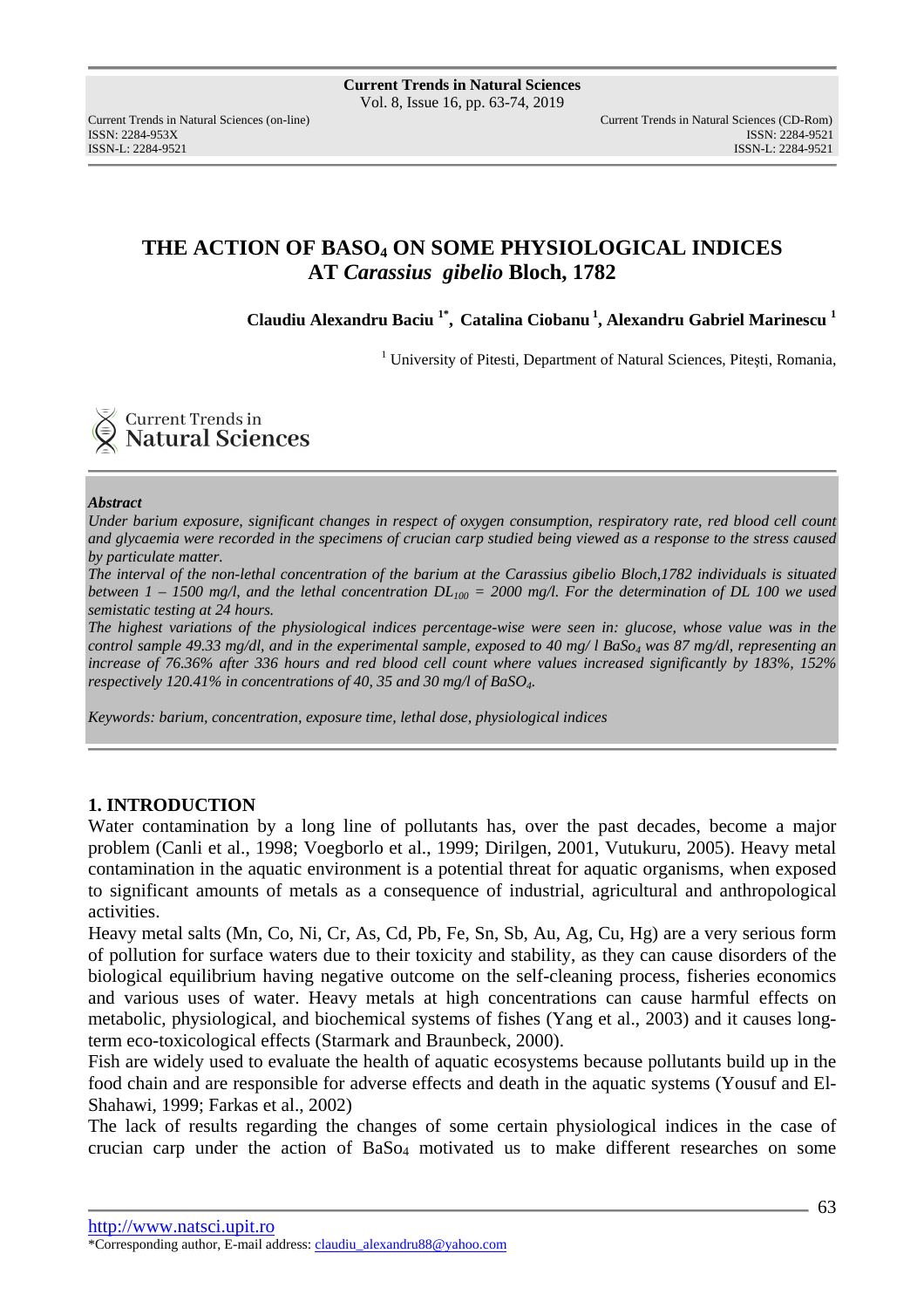# THE ACTION OF $BASO_4$ ON SOME PHYSIOLOGICAL INDICES AT *Carassius gibelio* Bloch, 1782

**Claudiu Alexandru Baciu [1*], Catalina Ciobanu [1], Alexandru Gabriel Marinescu [1]**

[1] University of Pitesti, Department of Natural Sciences, Pitești, Romania,

---

***Abstract***

*Under barium exposure, significant changes in respect of oxygen consumption, respiratory rate, red blood cell count and glycaemia were recorded in the specimens of crucian carp studied being viewed as a response to the stress caused by particulate matter.*

*The interval of the non-lethal concentration of the barium at the Carassius gibelio Bloch,1782 individuals is situated between 1 – 1500 mg/l, and the lethal concentration $DL_{100}$ = 2000 mg/l. For the determination of DL 100 we used semistatic testing at 24 hours.*

*The highest variations of the physiological indices percentage-wise were seen in: glucose, whose value was in the control sample 49.33 mg/dl, and in the experimental sample, exposed to 40 mg/ l $BaSo_4$ was 87 mg/dl, representing an increase of 76.36% after 336 hours and red blood cell count where values increased significantly by 183%, 152% respectively 120.41% in concentrations of 40, 35 and 30 mg/l of $BaSO_4$.*

*Keywords: barium, concentration, exposure time, lethal dose, physiological indices*

---

## 1. INTRODUCTION

Water contamination by a long line of pollutants has, over the past decades, become a major problem (Canli et al., 1998; Voegborlo et al., 1999; Dirilgen, 2001, Vutukuru, 2005). Heavy metal contamination in the aquatic environment is a potential threat for aquatic organisms, when exposed to significant amounts of metals as a consequence of industrial, agricultural and anthropological activities.

Heavy metal salts (Mn, Co, Ni, Cr, As, Cd, Pb, Fe, Sn, Sb, Au, Ag, Cu, Hg) are a very serious form of pollution for surface waters due to their toxicity and stability, as they can cause disorders of the biological equilibrium having negative outcome on the self-cleaning process, fisheries economics and various uses of water. Heavy metals at high concentrations can cause harmful effects on metabolic, physiological, and biochemical systems of fishes (Yang et al., 2003) and it causes long-term eco-toxicological effects (Starmark and Braunbeck, 2000).

Fish are widely used to evaluate the health of aquatic ecosystems because pollutants build up in the food chain and are responsible for adverse effects and death in the aquatic systems (Yousuf and El-Shahawi, 1999; Farkas et al., 2002)

The lack of results regarding the changes of some certain physiological indices in the case of crucian carp under the action of $BaSo_4$ motivated us to make different researches on some

*Corresponding author, E-mail address: claudiu_alexandru88@yahoo.com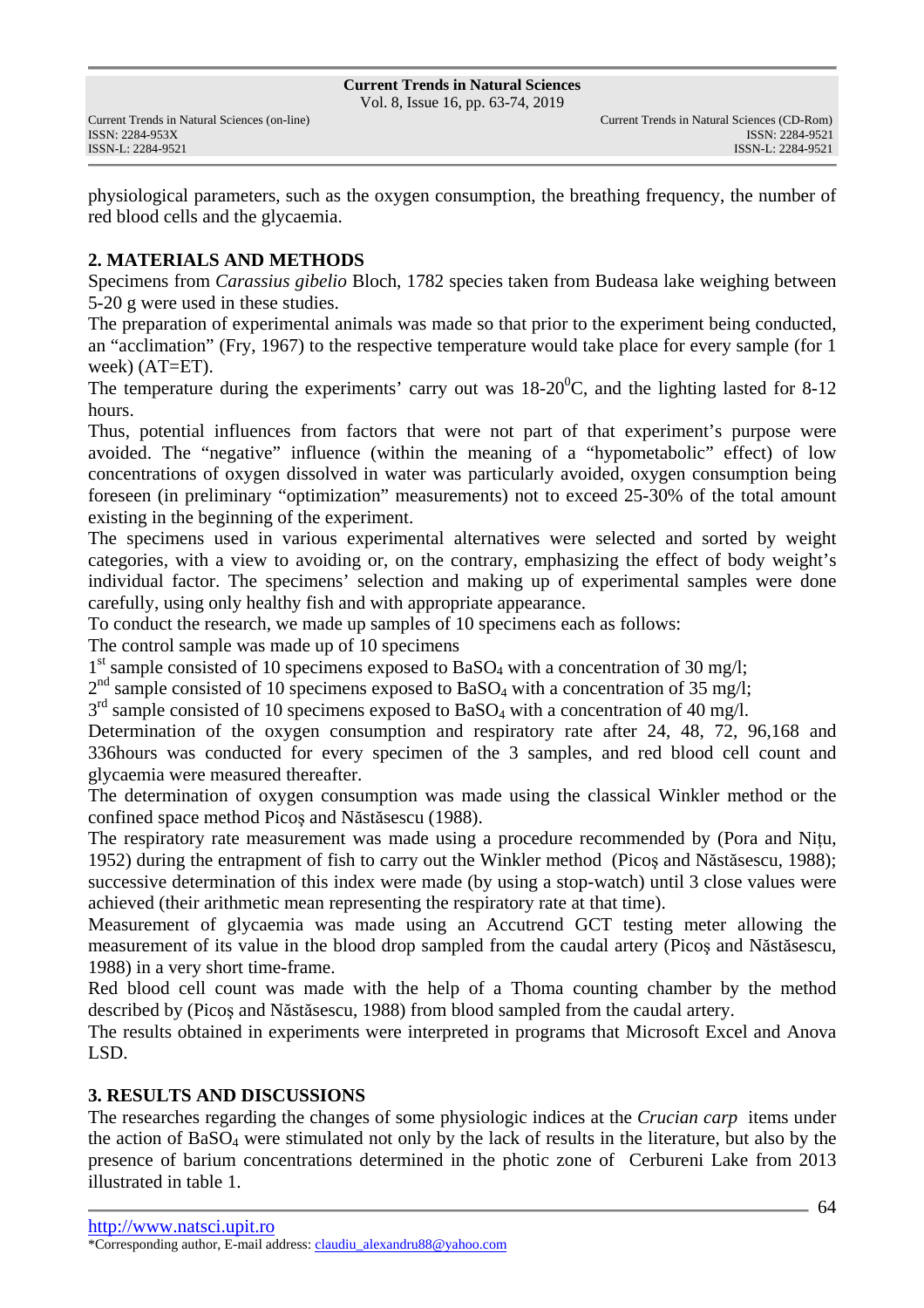physiological parameters, such as the oxygen consumption, the breathing frequency, the number of red blood cells and the glycaemia.

## 2. MATERIALS AND METHODS

Specimens from *Carassius gibelio* Bloch, 1782 species taken from Budeasa lake weighing between 5-20 g were used in these studies.

The preparation of experimental animals was made so that prior to the experiment being conducted, an "acclimation" (Fry, 1967) to the respective temperature would take place for every sample (for 1 week) (AT=ET).

The temperature during the experiments' carry out was 18-20$^0$C, and the lighting lasted for 8-12 hours.

Thus, potential influences from factors that were not part of that experiment's purpose were avoided. The "negative" influence (within the meaning of a "hypometabolic" effect) of low concentrations of oxygen dissolved in water was particularly avoided, oxygen consumption being foreseen (in preliminary "optimization" measurements) not to exceed 25-30% of the total amount existing in the beginning of the experiment.

The specimens used in various experimental alternatives were selected and sorted by weight categories, with a view to avoiding or, on the contrary, emphasizing the effect of body weight's individual factor. The specimens' selection and making up of experimental samples were done carefully, using only healthy fish and with appropriate appearance.

To conduct the research, we made up samples of 10 specimens each as follows:

The control sample was made up of 10 specimens

1$^{st}$ sample consisted of 10 specimens exposed to $BaSO_4$ with a concentration of 30 mg/l;

2$^{nd}$ sample consisted of 10 specimens exposed to $BaSO_4$ with a concentration of 35 mg/l;

3$^{rd}$ sample consisted of 10 specimens exposed to $BaSO_4$ with a concentration of 40 mg/l.

Determination of the oxygen consumption and respiratory rate after 24, 48, 72, 96,168 and 336hours was conducted for every specimen of the 3 samples, and red blood cell count and glycaemia were measured thereafter.

The determination of oxygen consumption was made using the classical Winkler method or the confined space method Picoş and Năstăsescu (1988).

The respiratory rate measurement was made using a procedure recommended by (Pora and Nițu, 1952) during the entrapment of fish to carry out the Winkler method (Picoş and Năstăsescu, 1988); successive determination of this index were made (by using a stop-watch) until 3 close values were achieved (their arithmetic mean representing the respiratory rate at that time).

Measurement of glycaemia was made using an Accutrend GCT testing meter allowing the measurement of its value in the blood drop sampled from the caudal artery (Picoş and Năstăsescu, 1988) in a very short time-frame.

Red blood cell count was made with the help of a Thoma counting chamber by the method described by (Picoş and Năstăsescu, 1988) from blood sampled from the caudal artery.

The results obtained in experiments were interpreted in programs that Microsoft Excel and Anova LSD.

## 3. RESULTS AND DISCUSSIONS

The researches regarding the changes of some physiologic indices at the *Crucian carp* items under the action of $BaSO_4$ were stimulated not only by the lack of results in the literature, but also by the presence of barium concentrations determined in the photic zone of Cerbureni Lake from 2013 illustrated in table 1.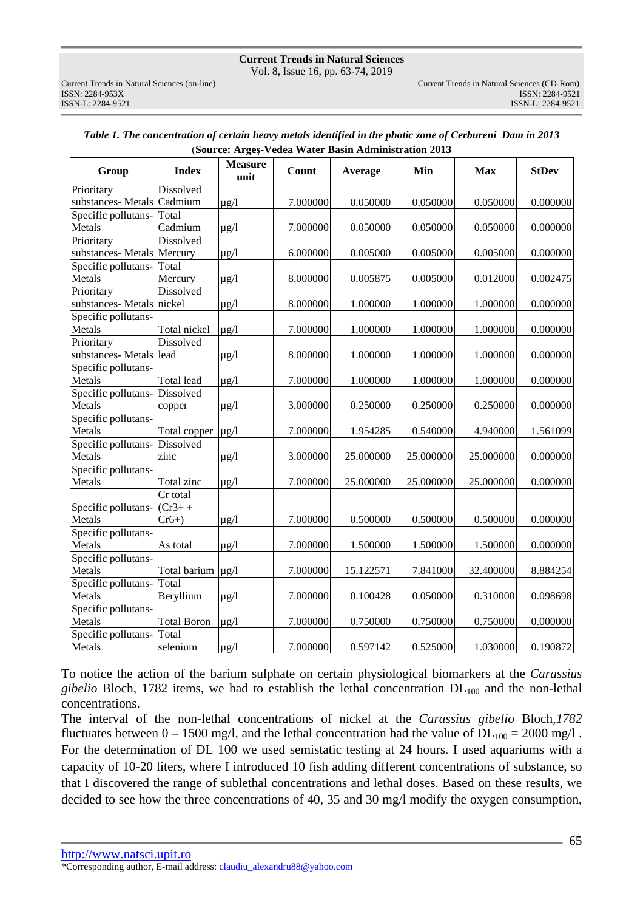*Table 1. The concentration of certain heavy metals identified in the photic zone of Cerbureni Dam in 2013*
(**Source: Argeș-Vedea Water Basin Administration 2013**

| Group | Index | Measure unit | Count | Average | Min | Max | StDev |
|---|---|---|---|---|---|---|---|
| Prioritary substances- Metals | Dissolved Cadmium | μg/l | 7.000000 | 0.050000 | 0.050000 | 0.050000 | 0.000000 |
| Specific pollutans-Metals | Total Cadmium | μg/l | 7.000000 | 0.050000 | 0.050000 | 0.050000 | 0.000000 |
| Prioritary substances- Metals | Dissolved Mercury | μg/l | 6.000000 | 0.005000 | 0.005000 | 0.005000 | 0.000000 |
| Specific pollutans-Metals | Total Mercury | μg/l | 8.000000 | 0.005875 | 0.005000 | 0.012000 | 0.002475 |
| Prioritary substances- Metals | Dissolved nickel | μg/l | 8.000000 | 1.000000 | 1.000000 | 1.000000 | 0.000000 |
| Specific pollutans-Metals | Total nickel | μg/l | 7.000000 | 1.000000 | 1.000000 | 1.000000 | 0.000000 |
| Prioritary substances- Metals | Dissolved lead | μg/l | 8.000000 | 1.000000 | 1.000000 | 1.000000 | 0.000000 |
| Specific pollutans-Metals | Total lead | μg/l | 7.000000 | 1.000000 | 1.000000 | 1.000000 | 0.000000 |
| Specific pollutans-Metals | Dissolved copper | μg/l | 3.000000 | 0.250000 | 0.250000 | 0.250000 | 0.000000 |
| Specific pollutans-Metals | Total copper | μg/l | 7.000000 | 1.954285 | 0.540000 | 4.940000 | 1.561099 |
| Specific pollutans-Metals | Dissolved zinc | μg/l | 3.000000 | 25.000000 | 25.000000 | 25.000000 | 0.000000 |
| Specific pollutans-Metals | Total zinc | μg/l | 7.000000 | 25.000000 | 25.000000 | 25.000000 | 0.000000 |
| Specific pollutans-Metals | Cr total (Cr3+ + Cr6+) | μg/l | 7.000000 | 0.500000 | 0.500000 | 0.500000 | 0.000000 |
| Specific pollutans-Metals | As total | μg/l | 7.000000 | 1.500000 | 1.500000 | 1.500000 | 0.000000 |
| Specific pollutans-Metals | Total barium | μg/l | 7.000000 | 15.122571 | 7.841000 | 32.400000 | 8.884254 |
| Specific pollutans-Metals | Total Beryllium | μg/l | 7.000000 | 0.100428 | 0.050000 | 0.310000 | 0.098698 |
| Specific pollutans-Metals | Total Boron | μg/l | 7.000000 | 0.750000 | 0.750000 | 0.750000 | 0.000000 |
| Specific pollutans-Metals | Total selenium | μg/l | 7.000000 | 0.597142 | 0.525000 | 1.030000 | 0.190872 |

To notice the action of the barium sulphate on certain physiological biomarkers at the *Carassius gibelio* Bloch, 1782 items, we had to establish the lethal concentration $DL_{100}$ and the non-lethal concentrations.

The interval of the non-lethal concentrations of nickel at the *Carassius gibelio* Bloch,*1782* fluctuates between 0 – 1500 mg/l, and the lethal concentration had the value of $DL_{100}$ = 2000 mg/l . For the determination of DL 100 we used semistatic testing at 24 hours. I used aquariums with a capacity of 10-20 liters, where I introduced 10 fish adding different concentrations of substance, so that I discovered the range of sublethal concentrations and lethal doses. Based on these results, we decided to see how the three concentrations of 40, 35 and 30 mg/l modify the oxygen consumption,

http://www.natsci.upit.ro
*Corresponding author, E-mail address: claudiu_alexandru88@yahoo.com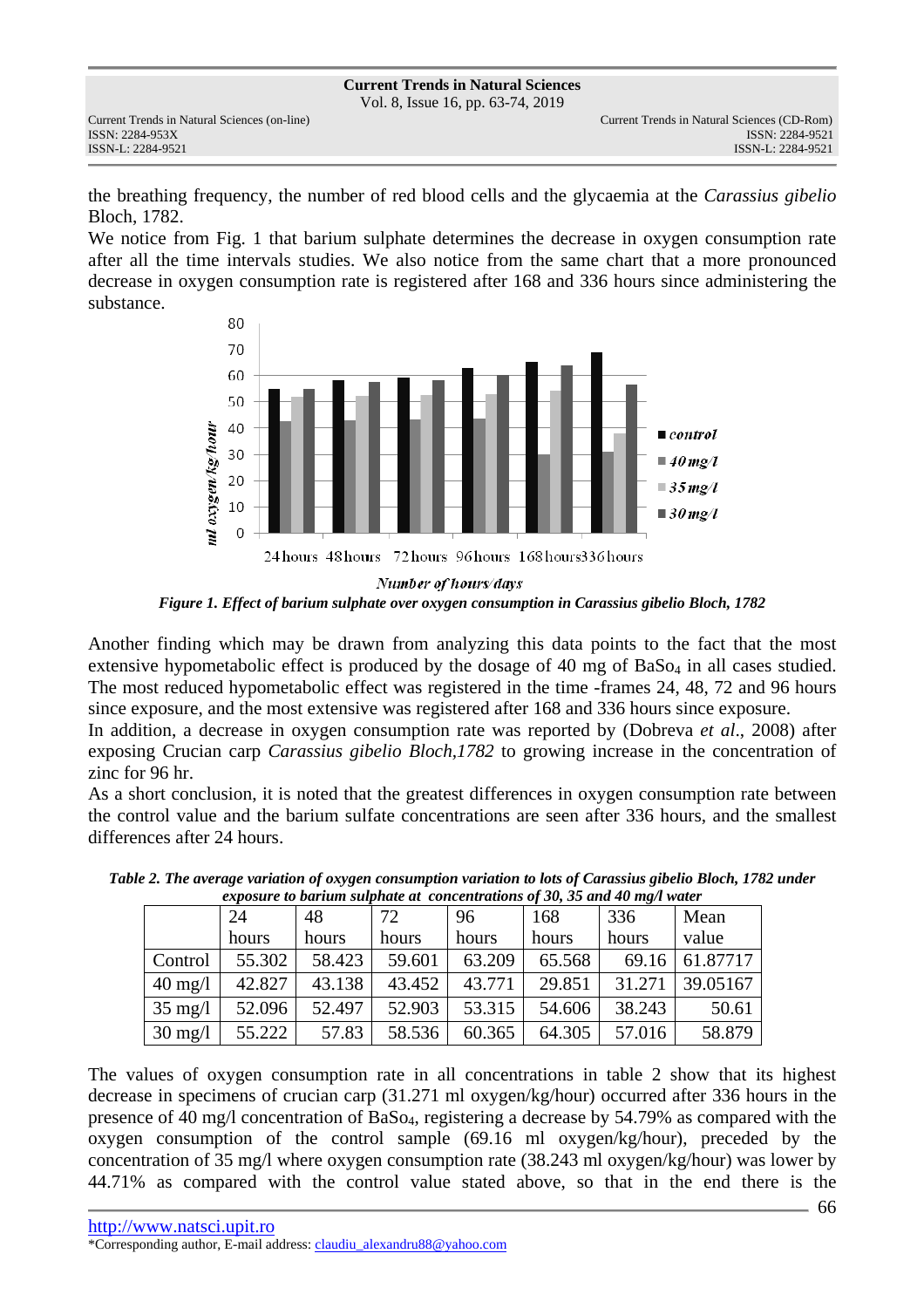the breathing frequency, the number of red blood cells and the glycaemia at the *Carassius gibelio* Bloch, 1782.

We notice from Fig. 1 that barium sulphate determines the decrease in oxygen consumption rate after all the time intervals studies. We also notice from the same chart that a more pronounced decrease in oxygen consumption rate is registered after 168 and 336 hours since administering the substance.

*Figure 1. Effect of barium sulphate over oxygen consumption in Carassius gibelio Bloch, 1782*

Another finding which may be drawn from analyzing this data points to the fact that the most extensive hypometabolic effect is produced by the dosage of 40 mg of $BaSo_4$ in all cases studied. The most reduced hypometabolic effect was registered in the time -frames 24, 48, 72 and 96 hours since exposure, and the most extensive was registered after 168 and 336 hours since exposure.

In addition, a decrease in oxygen consumption rate was reported by (Dobreva *et al*., 2008) after exposing Crucian carp *Carassius gibelio Bloch,1782* to growing increase in the concentration of zinc for 96 hr.

As a short conclusion, it is noted that the greatest differences in oxygen consumption rate between the control value and the barium sulfate concentrations are seen after 336 hours, and the smallest differences after 24 hours.

*Table 2. The average variation of oxygen consumption variation to lots of Carassius gibelio Bloch, 1782 under exposure to barium sulphate at concentrations of 30, 35 and 40 mg/l water*

| | 24 hours | 48 hours | 72 hours | 96 hours | 168 hours | 336 hours | Mean value |
|---|---|---|---|---|---|---|---|
| Control | 55.302 | 58.423 | 59.601 | 63.209 | 65.568 | 69.16 | 61.87717 |
| 40 mg/l | 42.827 | 43.138 | 43.452 | 43.771 | 29.851 | 31.271 | 39.05167 |
| 35 mg/l | 52.096 | 52.497 | 52.903 | 53.315 | 54.606 | 38.243 | 50.61 |
| 30 mg/l | 55.222 | 57.83 | 58.536 | 60.365 | 64.305 | 57.016 | 58.879 |

The values of oxygen consumption rate in all concentrations in table 2 show that its highest decrease in specimens of crucian carp (31.271 ml oxygen/kg/hour) occurred after 336 hours in the presence of 40 mg/l concentration of $BaSo_4$, registering a decrease by 54.79% as compared with the oxygen consumption of the control sample (69.16 ml oxygen/kg/hour), preceded by the concentration of 35 mg/l where oxygen consumption rate (38.243 ml oxygen/kg/hour) was lower by 44.71% as compared with the control value stated above, so that in the end there is the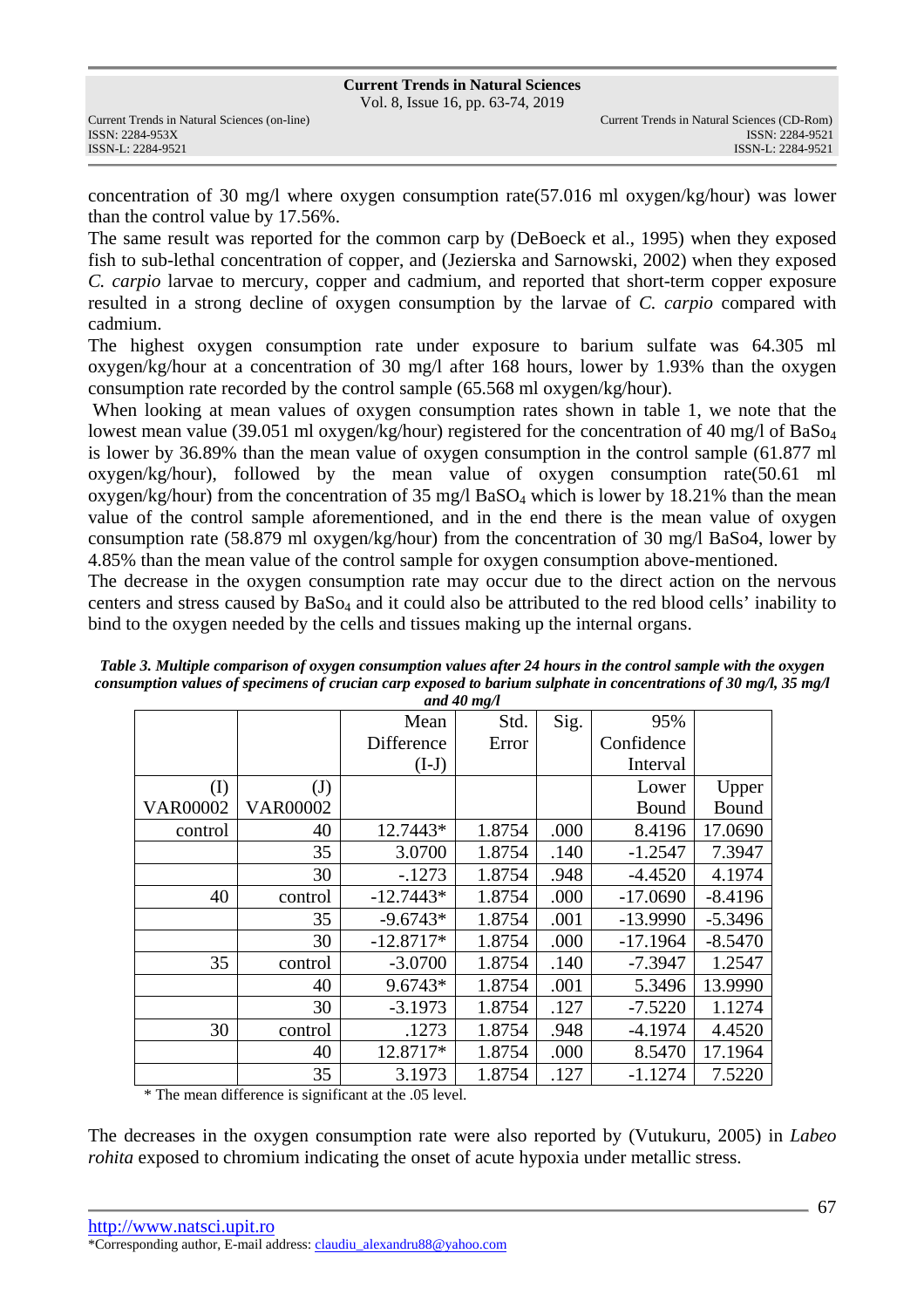concentration of 30 mg/l where oxygen consumption rate(57.016 ml oxygen/kg/hour) was lower than the control value by 17.56%.

The same result was reported for the common carp by (DeBoeck et al., 1995) when they exposed fish to sub-lethal concentration of copper, and (Jezierska and Sarnowski, 2002) when they exposed *C. carpio* larvae to mercury, copper and cadmium, and reported that short-term copper exposure resulted in a strong decline of oxygen consumption by the larvae of *C. carpio* compared with cadmium.

The highest oxygen consumption rate under exposure to barium sulfate was 64.305 ml oxygen/kg/hour at a concentration of 30 mg/l after 168 hours, lower by 1.93% than the oxygen consumption rate recorded by the control sample (65.568 ml oxygen/kg/hour).

When looking at mean values of oxygen consumption rates shown in table 1, we note that the lowest mean value (39.051 ml oxygen/kg/hour) registered for the concentration of 40 mg/l of $BaSo_4$ is lower by 36.89% than the mean value of oxygen consumption in the control sample (61.877 ml oxygen/kg/hour), followed by the mean value of oxygen consumption rate(50.61 ml oxygen/kg/hour) from the concentration of 35 mg/l $BaSO_4$ which is lower by 18.21% than the mean value of the control sample aforementioned, and in the end there is the mean value of oxygen consumption rate (58.879 ml oxygen/kg/hour) from the concentration of 30 mg/l BaSo4, lower by 4.85% than the mean value of the control sample for oxygen consumption above-mentioned.

The decrease in the oxygen consumption rate may occur due to the direct action on the nervous centers and stress caused by $BaSo_4$ and it could also be attributed to the red blood cells' inability to bind to the oxygen needed by the cells and tissues making up the internal organs.

***Table 3. Multiple comparison of oxygen consumption values after 24 hours in the control sample with the oxygen consumption values of specimens of crucian carp exposed to barium sulphate in concentrations of 30 mg/l, 35 mg/l and 40 mg/l***

| (I) VAR00002 | (J) VAR00002 | Mean Difference (I-J) | Std. Error | Sig. | 95% Confidence Interval Lower Bound | Upper Bound |
|---|---|---|---|---|---|---|
| control | 40 | 12.7443* | 1.8754 | .000 | 8.4196 | 17.0690 |
| | 35 | 3.0700 | 1.8754 | .140 | -1.2547 | 7.3947 |
| | 30 | -.1273 | 1.8754 | .948 | -4.4520 | 4.1974 |
| 40 | control | -12.7443* | 1.8754 | .000 | -17.0690 | -8.4196 |
| | 35 | -9.6743* | 1.8754 | .001 | -13.9990 | -5.3496 |
| | 30 | -12.8717* | 1.8754 | .000 | -17.1964 | -8.5470 |
| 35 | control | -3.0700 | 1.8754 | .140 | -7.3947 | 1.2547 |
| | 40 | 9.6743* | 1.8754 | .001 | 5.3496 | 13.9990 |
| | 30 | -3.1973 | 1.8754 | .127 | -7.5220 | 1.1274 |
| 30 | control | .1273 | 1.8754 | .948 | -4.1974 | 4.4520 |
| | 40 | 12.8717* | 1.8754 | .000 | 8.5470 | 17.1964 |
| | 35 | 3.1973 | 1.8754 | .127 | -1.1274 | 7.5220 |

\* The mean difference is significant at the .05 level.

The decreases in the oxygen consumption rate were also reported by (Vutukuru, 2005) in *Labeo rohita* exposed to chromium indicating the onset of acute hypoxia under metallic stress.

http://www.natsci.upit.ro
*Corresponding author, E-mail address: claudiu_alexandru88@yahoo.com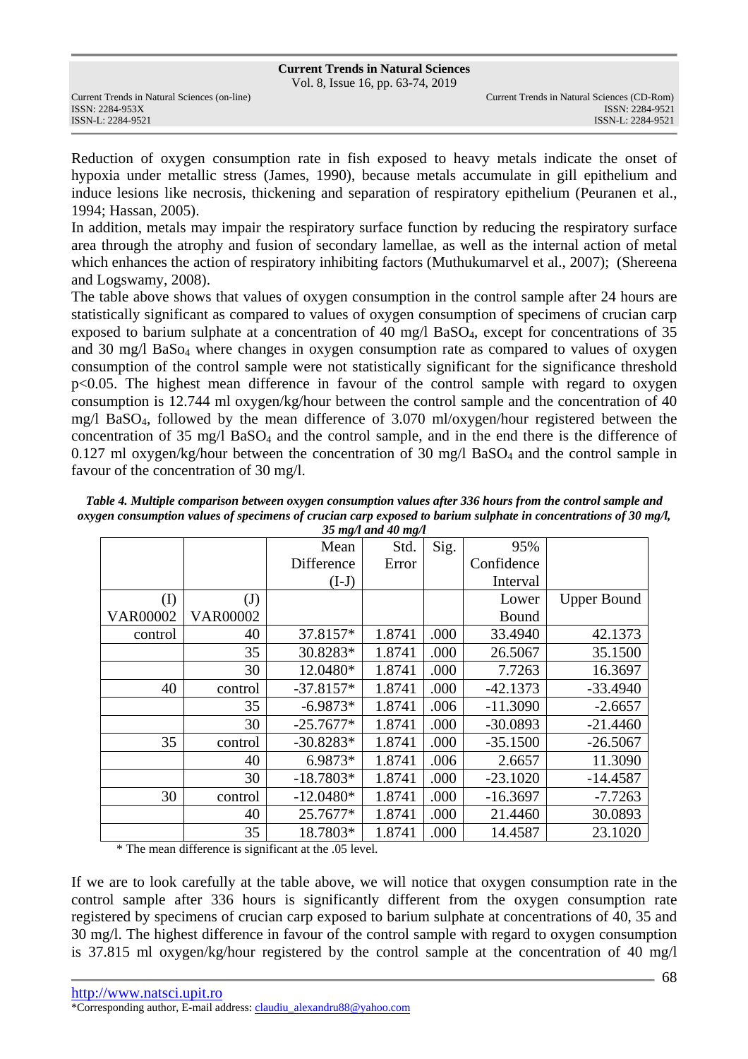Reduction of oxygen consumption rate in fish exposed to heavy metals indicate the onset of hypoxia under metallic stress (James, 1990), because metals accumulate in gill epithelium and induce lesions like necrosis, thickening and separation of respiratory epithelium (Peuranen et al., 1994; Hassan, 2005).

In addition, metals may impair the respiratory surface function by reducing the respiratory surface area through the atrophy and fusion of secondary lamellae, as well as the internal action of metal which enhances the action of respiratory inhibiting factors (Muthukumarvel et al., 2007); (Shereena and Logswamy, 2008).

The table above shows that values of oxygen consumption in the control sample after 24 hours are statistically significant as compared to values of oxygen consumption of specimens of crucian carp exposed to barium sulphate at a concentration of 40 mg/l $BaSO_4$, except for concentrations of 35 and 30 mg/l $BaSo_4$ where changes in oxygen consumption rate as compared to values of oxygen consumption of the control sample were not statistically significant for the significance threshold $p<0.05$. The highest mean difference in favour of the control sample with regard to oxygen consumption is 12.744 ml oxygen/kg/hour between the control sample and the concentration of 40 mg/l $BaSO_4$, followed by the mean difference of 3.070 ml/oxygen/hour registered between the concentration of 35 mg/l $BaSO_4$ and the control sample, and in the end there is the difference of 0.127 ml oxygen/kg/hour between the concentration of 30 mg/l $BaSO_4$ and the control sample in favour of the concentration of 30 mg/l.

***Table 4. Multiple comparison between oxygen consumption values after 336 hours from the control sample and oxygen consumption values of specimens of crucian carp exposed to barium sulphate in concentrations of 30 mg/l, 35 mg/l and 40 mg/l***

| (I) VAR00002 | (J) VAR00002 | Mean Difference (I-J) | Std. Error | Sig. | 95% Confidence Interval Lower Bound | Upper Bound |
|---|---|---|---|---|---|---|
| control | 40 | 37.8157* | 1.8741 | .000 | 33.4940 | 42.1373 |
| | 35 | 30.8283* | 1.8741 | .000 | 26.5067 | 35.1500 |
| | 30 | 12.0480* | 1.8741 | .000 | 7.7263 | 16.3697 |
| 40 | control | -37.8157* | 1.8741 | .000 | -42.1373 | -33.4940 |
| | 35 | -6.9873* | 1.8741 | .006 | -11.3090 | -2.6657 |
| | 30 | -25.7677* | 1.8741 | .000 | -30.0893 | -21.4460 |
| 35 | control | -30.8283* | 1.8741 | .000 | -35.1500 | -26.5067 |
| | 40 | 6.9873* | 1.8741 | .006 | 2.6657 | 11.3090 |
| | 30 | -18.7803* | 1.8741 | .000 | -23.1020 | -14.4587 |
| 30 | control | -12.0480* | 1.8741 | .000 | -16.3697 | -7.7263 |
| | 40 | 25.7677* | 1.8741 | .000 | 21.4460 | 30.0893 |
| | 35 | 18.7803* | 1.8741 | .000 | 14.4587 | 23.1020 |

\* The mean difference is significant at the .05 level.

If we are to look carefully at the table above, we will notice that oxygen consumption rate in the control sample after 336 hours is significantly different from the oxygen consumption rate registered by specimens of crucian carp exposed to barium sulphate at concentrations of 40, 35 and 30 mg/l. The highest difference in favour of the control sample with regard to oxygen consumption is 37.815 ml oxygen/kg/hour registered by the control sample at the concentration of 40 mg/l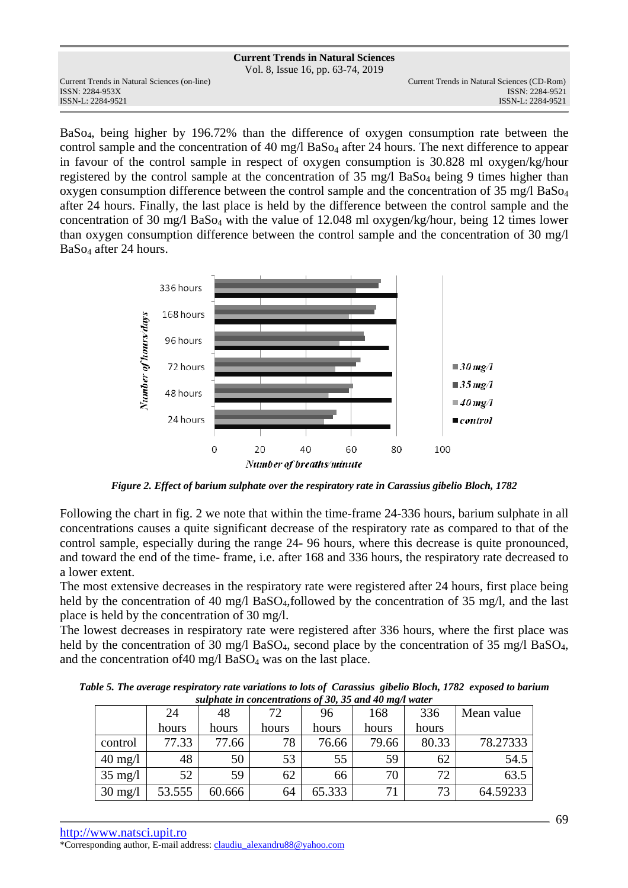$BaSo_4$, being higher by 196.72% than the difference of oxygen consumption rate between the control sample and the concentration of 40 mg/l $BaSo_4$ after 24 hours. The next difference to appear in favour of the control sample in respect of oxygen consumption is 30.828 ml oxygen/kg/hour registered by the control sample at the concentration of 35 mg/l $BaSo_4$ being 9 times higher than oxygen consumption difference between the control sample and the concentration of 35 mg/l $BaSo_4$ after 24 hours. Finally, the last place is held by the difference between the control sample and the concentration of 30 mg/l $BaSo_4$ with the value of 12.048 ml oxygen/kg/hour, being 12 times lower than oxygen consumption difference between the control sample and the concentration of 30 mg/l $BaSo_4$ after 24 hours.

*Figure 2. Effect of barium sulphate over the respiratory rate in Carassius gibelio Bloch, 1782*

Following the chart in fig. 2 we note that within the time-frame 24-336 hours, barium sulphate in all concentrations causes a quite significant decrease of the respiratory rate as compared to that of the control sample, especially during the range 24- 96 hours, where this decrease is quite pronounced, and toward the end of the time- frame, i.e. after 168 and 336 hours, the respiratory rate decreased to a lower extent.

The most extensive decreases in the respiratory rate were registered after 24 hours, first place being held by the concentration of 40 mg/l $BaSO_4$,followed by the concentration of 35 mg/l, and the last place is held by the concentration of 30 mg/l.

The lowest decreases in respiratory rate were registered after 336 hours, where the first place was held by the concentration of 30 mg/l $BaSO_4$, second place by the concentration of 35 mg/l $BaSO_4$, and the concentration of40 mg/l $BaSO_4$ was on the last place.

***Table 5. The average respiratory rate variations to lots of Carassius gibelio Bloch, 1782 exposed to barium sulphate in concentrations of 30, 35 and 40 mg/l water***

| | 24 hours | 48 hours | 72 hours | 96 hours | 168 hours | 336 hours | Mean value |
|---|---|---|---|---|---|---|---|
| control | 77.33 | 77.66 | 78 | 76.66 | 79.66 | 80.33 | 78.27333 |
| 40 mg/l | 48 | 50 | 53 | 55 | 59 | 62 | 54.5 |
| 35 mg/l | 52 | 59 | 62 | 66 | 70 | 72 | 63.5 |
| 30 mg/l | 53.555 | 60.666 | 64 | 65.333 | 71 | 73 | 64.59233 |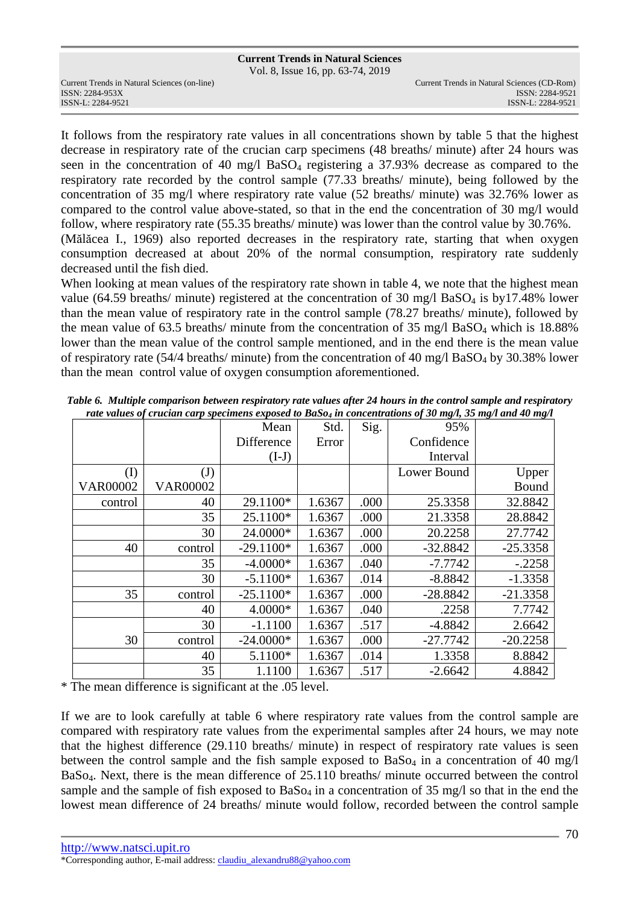It follows from the respiratory rate values in all concentrations shown by table 5 that the highest decrease in respiratory rate of the crucian carp specimens (48 breaths/ minute) after 24 hours was seen in the concentration of 40 mg/l $BaSO_4$ registering a 37.93% decrease as compared to the respiratory rate recorded by the control sample (77.33 breaths/ minute), being followed by the concentration of 35 mg/l where respiratory rate value (52 breaths/ minute) was 32.76% lower as compared to the control value above-stated, so that in the end the concentration of 30 mg/l would follow, where respiratory rate (55.35 breaths/ minute) was lower than the control value by 30.76%.
(Mălăcea I., 1969) also reported decreases in the respiratory rate, starting that when oxygen consumption decreased at about 20% of the normal consumption, respiratory rate suddenly decreased until the fish died.
When looking at mean values of the respiratory rate shown in table 4, we note that the highest mean value (64.59 breaths/ minute) registered at the concentration of 30 mg/l $BaSO_4$ is by17.48% lower than the mean value of respiratory rate in the control sample (78.27 breaths/ minute), followed by the mean value of 63.5 breaths/ minute from the concentration of 35 mg/l $BaSO_4$ which is 18.88% lower than the mean value of the control sample mentioned, and in the end there is the mean value of respiratory rate (54/4 breaths/ minute) from the concentration of 40 mg/l $BaSO_4$ by 30.38% lower than the mean control value of oxygen consumption aforementioned.

***Table 6. Multiple comparison between respiratory rate values after 24 hours in the control sample and respiratory rate values of crucian carp specimens exposed to $BaSo_4$ in concentrations of 30 mg/l, 35 mg/l and 40 mg/l***

| | | Mean Difference (I-J) | Std. Error | Sig. | 95% Confidence Interval | |
|---|---|---|---|---|---|---|
| (I) VAR00002 | (J) VAR00002 | | | | Lower Bound | Upper Bound |
| control | 40 | 29.1100* | 1.6367 | .000 | 25.3358 | 32.8842 |
| | 35 | 25.1100* | 1.6367 | .000 | 21.3358 | 28.8842 |
| | 30 | 24.0000* | 1.6367 | .000 | 20.2258 | 27.7742 |
| 40 | control | -29.1100* | 1.6367 | .000 | -32.8842 | -25.3358 |
| | 35 | -4.0000* | 1.6367 | .040 | -7.7742 | -.2258 |
| | 30 | -5.1100* | 1.6367 | .014 | -8.8842 | -1.3358 |
| 35 | control | -25.1100* | 1.6367 | .000 | -28.8842 | -21.3358 |
| | 40 | 4.0000* | 1.6367 | .040 | .2258 | 7.7742 |
| | 30 | -1.1100 | 1.6367 | .517 | -4.8842 | 2.6642 |
| 30 | control | -24.0000* | 1.6367 | .000 | -27.7742 | -20.2258 |
| | 40 | 5.1100* | 1.6367 | .014 | 1.3358 | 8.8842 |
| | 35 | 1.1100 | 1.6367 | .517 | -2.6642 | 4.8842 |

* The mean difference is significant at the .05 level.

If we are to look carefully at table 6 where respiratory rate values from the control sample are compared with respiratory rate values from the experimental samples after 24 hours, we may note that the highest difference (29.110 breaths/ minute) in respect of respiratory rate values is seen between the control sample and the fish sample exposed to $BaSo_4$ in a concentration of 40 mg/l $BaSo_4$. Next, there is the mean difference of 25.110 breaths/ minute occurred between the control sample and the sample of fish exposed to $BaSo_4$ in a concentration of 35 mg/l so that in the end the lowest mean difference of 24 breaths/ minute would follow, recorded between the control sample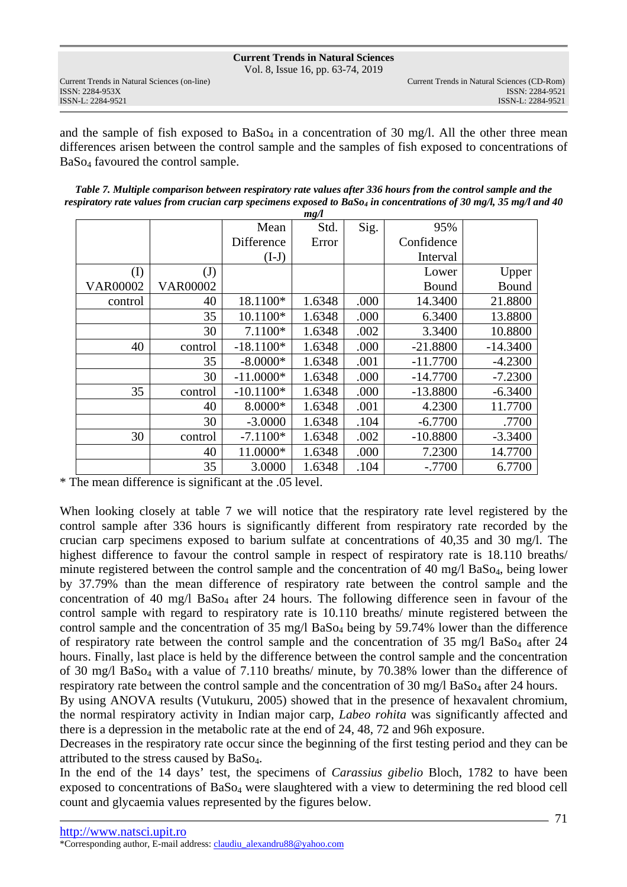and the sample of fish exposed to $BaSo_4$ in a concentration of 30 mg/l. All the other three mean differences arisen between the control sample and the samples of fish exposed to concentrations of $BaSo_4$ favoured the control sample.

***Table 7. Multiple comparison between respiratory rate values after 336 hours from the control sample and the respiratory rate values from crucian carp specimens exposed to $BaSo_4$ in concentrations of 30 mg/l, 35 mg/l and 40 mg/l***

| (I) VAR00002 | (J) VAR00002 | Mean Difference (I-J) | Std. Error | Sig. | 95% Confidence Interval Lower Bound | Upper Bound |
|---|---|---|---|---|---|---|
| control | 40 | 18.1100* | 1.6348 | .000 | 14.3400 | 21.8800 |
| | 35 | 10.1100* | 1.6348 | .000 | 6.3400 | 13.8800 |
| | 30 | 7.1100* | 1.6348 | .002 | 3.3400 | 10.8800 |
| 40 | control | -18.1100* | 1.6348 | .000 | -21.8800 | -14.3400 |
| | 35 | -8.0000* | 1.6348 | .001 | -11.7700 | -4.2300 |
| | 30 | -11.0000* | 1.6348 | .000 | -14.7700 | -7.2300 |
| 35 | control | -10.1100* | 1.6348 | .000 | -13.8800 | -6.3400 |
| | 40 | 8.0000* | 1.6348 | .001 | 4.2300 | 11.7700 |
| | 30 | -3.0000 | 1.6348 | .104 | -6.7700 | .7700 |
| 30 | control | -7.1100* | 1.6348 | .002 | -10.8800 | -3.3400 |
| | 40 | 11.0000* | 1.6348 | .000 | 7.2300 | 14.7700 |
| | 35 | 3.0000 | 1.6348 | .104 | -.7700 | 6.7700 |

* The mean difference is significant at the .05 level.

When looking closely at table 7 we will notice that the respiratory rate level registered by the control sample after 336 hours is significantly different from respiratory rate recorded by the crucian carp specimens exposed to barium sulfate at concentrations of 40,35 and 30 mg/l. The highest difference to favour the control sample in respect of respiratory rate is 18.110 breaths/ minute registered between the control sample and the concentration of 40 mg/l $BaSo_4$, being lower by 37.79% than the mean difference of respiratory rate between the control sample and the concentration of 40 mg/l $BaSo_4$ after 24 hours. The following difference seen in favour of the control sample with regard to respiratory rate is 10.110 breaths/ minute registered between the control sample and the concentration of 35 mg/l $BaSo_4$ being by 59.74% lower than the difference of respiratory rate between the control sample and the concentration of 35 mg/l $BaSo_4$ after 24 hours. Finally, last place is held by the difference between the control sample and the concentration of 30 mg/l $BaSo_4$ with a value of 7.110 breaths/ minute, by 70.38% lower than the difference of respiratory rate between the control sample and the concentration of 30 mg/l $BaSo_4$ after 24 hours.

By using ANOVA results (Vutukuru, 2005) showed that in the presence of hexavalent chromium, the normal respiratory activity in Indian major carp, *Labeo rohita* was significantly affected and there is a depression in the metabolic rate at the end of 24, 48, 72 and 96h exposure.

Decreases in the respiratory rate occur since the beginning of the first testing period and they can be attributed to the stress caused by $BaSo_4$.

In the end of the 14 days' test, the specimens of *Carassius gibelio* Bloch, 1782 to have been exposed to concentrations of $BaSo_4$ were slaughtered with a view to determining the red blood cell count and glycaemia values represented by the figures below.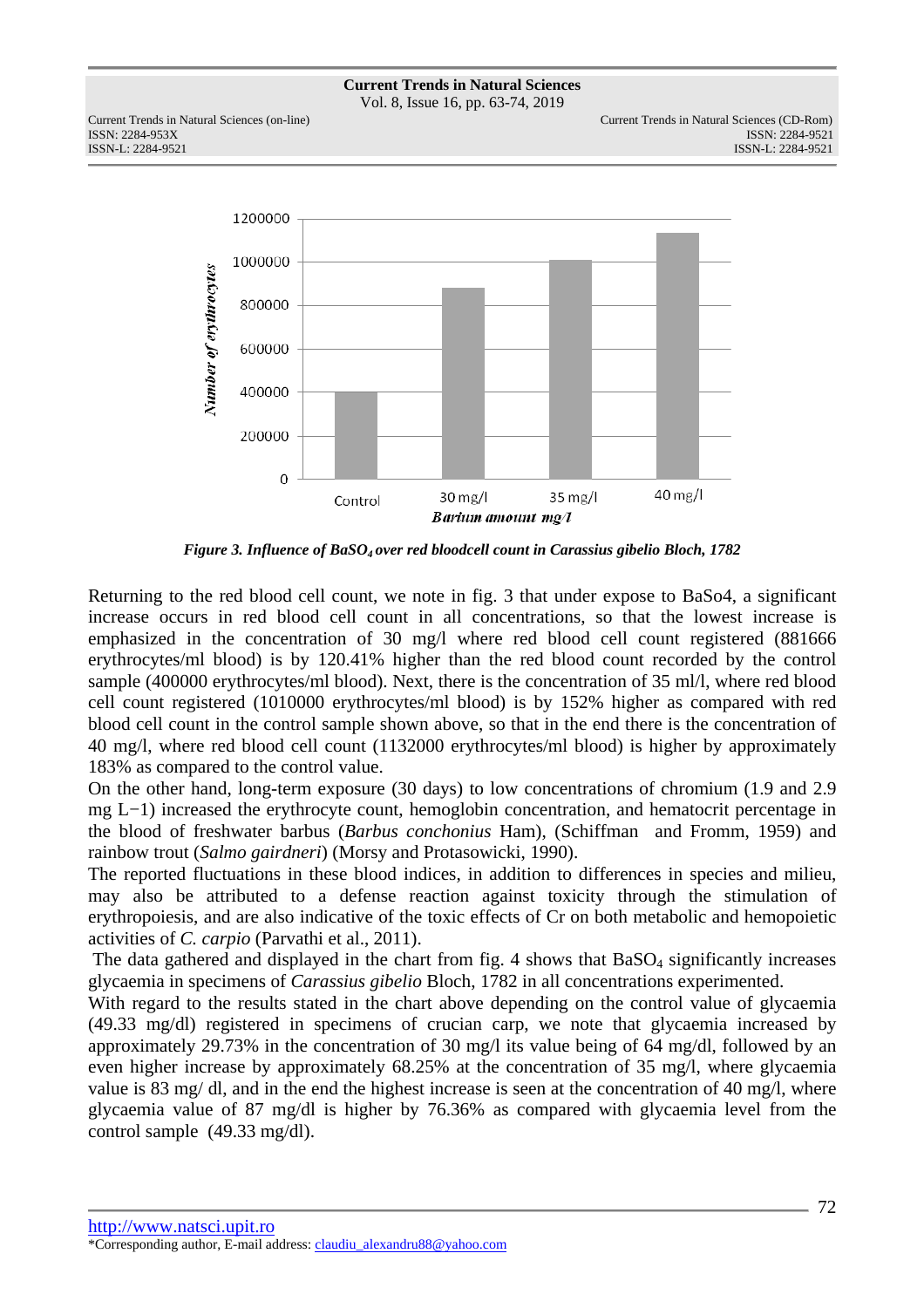Figure 3. *Influence of $BaSO_4$ over red bloodcell count in Carassius gibelio Bloch, 1782*

Returning to the red blood cell count, we note in fig. 3 that under expose to BaSo4, a significant increase occurs in red blood cell count in all concentrations, so that the lowest increase is emphasized in the concentration of 30 mg/l where red blood cell count registered (881666 erythrocytes/ml blood) is by 120.41% higher than the red blood count recorded by the control sample (400000 erythrocytes/ml blood). Next, there is the concentration of 35 ml/l, where red blood cell count registered (1010000 erythrocytes/ml blood) is by 152% higher as compared with red blood cell count in the control sample shown above, so that in the end there is the concentration of 40 mg/l, where red blood cell count (1132000 erythrocytes/ml blood) is higher by approximately 183% as compared to the control value.

On the other hand, long-term exposure (30 days) to low concentrations of chromium (1.9 and 2.9 mg L−1) increased the erythrocyte count, hemoglobin concentration, and hematocrit percentage in the blood of freshwater barbus (*Barbus conchonius* Ham), (Schiffman and Fromm, 1959) and rainbow trout (*Salmo gairdneri*) (Morsy and Protasowicki, 1990).

The reported fluctuations in these blood indices, in addition to differences in species and milieu, may also be attributed to a defense reaction against toxicity through the stimulation of erythropoiesis, and are also indicative of the toxic effects of Cr on both metabolic and hemopoietic activities of *C. carpio* (Parvathi et al., 2011).

The data gathered and displayed in the chart from fig. 4 shows that $BaSO_4$ significantly increases glycaemia in specimens of *Carassius gibelio* Bloch, 1782 in all concentrations experimented.

With regard to the results stated in the chart above depending on the control value of glycaemia (49.33 mg/dl) registered in specimens of crucian carp, we note that glycaemia increased by approximately 29.73% in the concentration of 30 mg/l its value being of 64 mg/dl, followed by an even higher increase by approximately 68.25% at the concentration of 35 mg/l, where glycaemia value is 83 mg/ dl, and in the end the highest increase is seen at the concentration of 40 mg/l, where glycaemia value of 87 mg/dl is higher by 76.36% as compared with glycaemia level from the control sample (49.33 mg/dl).

http://www.natsci.upit.ro

*Corresponding author, E-mail address: claudiu_alexandru88@yahoo.com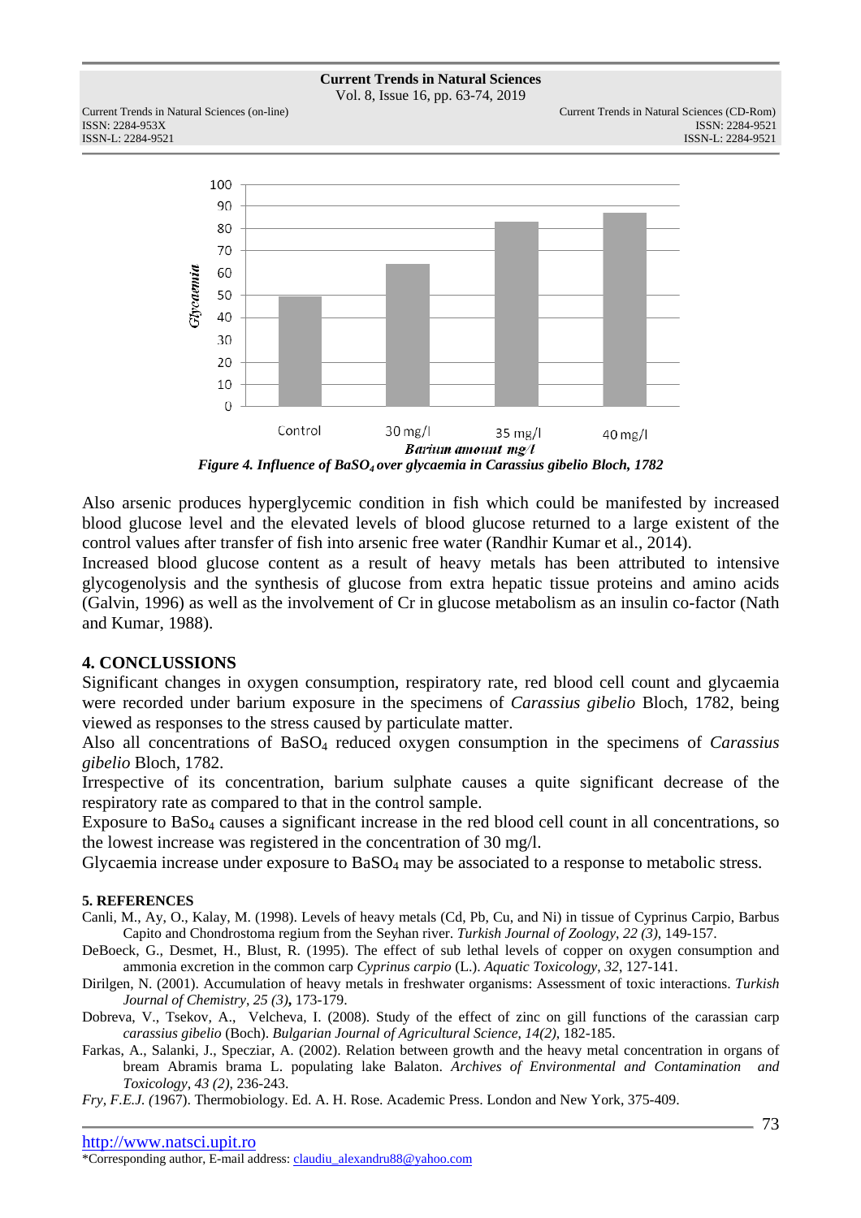Figure 4. Influence of $BaSO_4$ over glycaemia in Carassius gibelio Bloch, 1782

Also arsenic produces hyperglycemic condition in fish which could be manifested by increased blood glucose level and the elevated levels of blood glucose returned to a large existent of the control values after transfer of fish into arsenic free water (Randhir Kumar et al., 2014).

Increased blood glucose content as a result of heavy metals has been attributed to intensive glycogenolysis and the synthesis of glucose from extra hepatic tissue proteins and amino acids (Galvin, 1996) as well as the involvement of Cr in glucose metabolism as an insulin co-factor (Nath and Kumar, 1988).

## 4. CONCLUSSIONS

Significant changes in oxygen consumption, respiratory rate, red blood cell count and glycaemia were recorded under barium exposure in the specimens of *Carassius gibelio* Bloch, 1782, being viewed as responses to the stress caused by particulate matter.

Also all concentrations of $BaSO_4$ reduced oxygen consumption in the specimens of *Carassius gibelio* Bloch, 1782.

Irrespective of its concentration, barium sulphate causes a quite significant decrease of the respiratory rate as compared to that in the control sample.

Exposure to $BaSo_4$ causes a significant increase in the red blood cell count in all concentrations, so the lowest increase was registered in the concentration of 30 mg/l.

Glycaemia increase under exposure to $BaSO_4$ may be associated to a response to metabolic stress.

## 5. REFERENCES

Canli, M., Ay, O., Kalay, M. (1998). Levels of heavy metals (Cd, Pb, Cu, and Ni) in tissue of Cyprinus Carpio, Barbus Capito and Chondrostoma regium from the Seyhan river. *Turkish Journal of Zoology, 22 (3)*, 149-157.

DeBoeck, G., Desmet, H., Blust, R. (1995). The effect of sub lethal levels of copper on oxygen consumption and ammonia excretion in the common carp *Cyprinus carpio* (L.). *Aquatic Toxicology, 32*, 127-141.

Dirilgen, N. (2001). Accumulation of heavy metals in freshwater organisms: Assessment of toxic interactions. *Turkish Journal of Chemistry, 25 (3)*, 173-179.

Dobreva, V., Tsekov, A., Velcheva, I. (2008). Study of the effect of zinc on gill functions of the carassian carp *carassius gibelio* (Boch). *Bulgarian Journal of Agricultural Science, 14(2)*, 182-185.

Farkas, A., Salanki, J., Specziar, A. (2002). Relation between growth and the heavy metal concentration in organs of bream Abramis brama L. populating lake Balaton. *Archives of Environmental and Contamination and Toxicology, 43 (2)*, 236-243.

*Fry, F.E.J. (*1967). Thermobiology. Ed. A. H. Rose. Academic Press. London and New York, 375-409.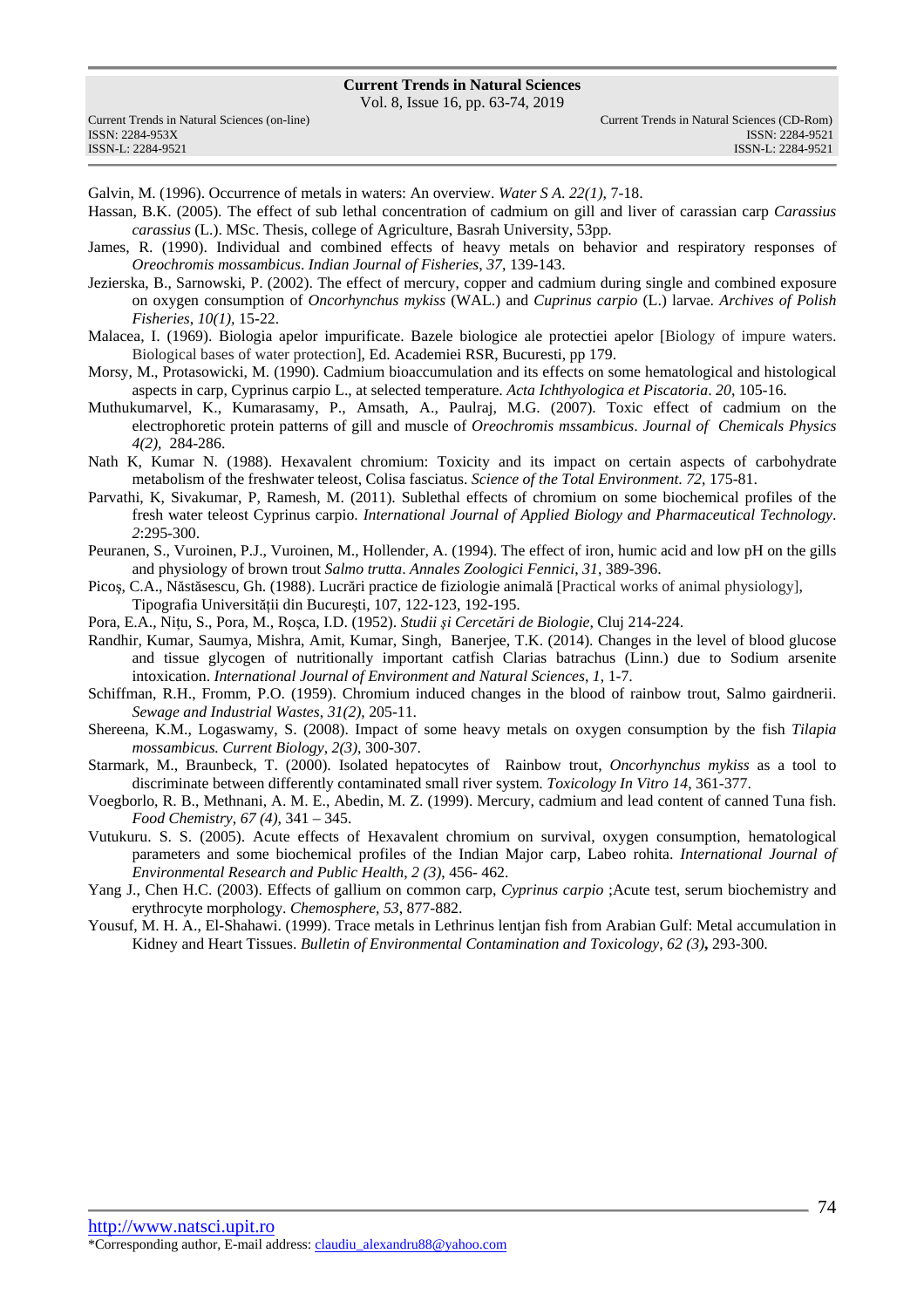Galvin, M. (1996). Occurrence of metals in waters: An overview. *Water S A. 22(1)*, 7-18.

Hassan, B.K. (2005). The effect of sub lethal concentration of cadmium on gill and liver of carassian carp *Carassius carassius* (L.). MSc. Thesis, college of Agriculture, Basrah University, 53pp.

James, R. (1990). Individual and combined effects of heavy metals on behavior and respiratory responses of *Oreochromis mossambicus*. *Indian Journal of Fisheries*, *37*, 139-143.

Jezierska, B., Sarnowski, P. (2002). The effect of mercury, copper and cadmium during single and combined exposure on oxygen consumption of *Oncorhynchus mykiss* (WAL.) and *Cuprinus carpio* (L.) larvae. *Archives of Polish Fisheries*, *10(1)*, 15-22.

Malacea, I. (1969). Biologia apelor impurificate. Bazele biologice ale protectiei apelor [Biology of impure waters. Biological bases of water protection], Ed. Academiei RSR, Bucuresti, pp 179.

Morsy, M., Protasowicki, M. (1990). Cadmium bioaccumulation and its effects on some hematological and histological aspects in carp, Cyprinus carpio L., at selected temperature. *Acta Ichthyologica et Piscatoria*. *20*, 105-16.

Muthukumarvel, K., Kumarasamy, P., Amsath, A., Paulraj, M.G. (2007). Toxic effect of cadmium on the electrophoretic protein patterns of gill and muscle of *Oreochromis mssambicus*. *Journal of Chemicals Physics 4(2)*, 284-286.

Nath K, Kumar N. (1988). Hexavalent chromium: Toxicity and its impact on certain aspects of carbohydrate metabolism of the freshwater teleost, Colisa fasciatus. *Science of the Total Environment*. *72*, 175-81.

Parvathi, K, Sivakumar, P, Ramesh, M. (2011). Sublethal effects of chromium on some biochemical profiles of the fresh water teleost Cyprinus carpio. *International Journal of Applied Biology and Pharmaceutical Technology*. *2*:295-300.

Peuranen, S., Vuroinen, P.J., Vuroinen, M., Hollender, A. (1994). The effect of iron, humic acid and low pH on the gills and physiology of brown trout *Salmo trutta*. *Annales Zoologici Fennici*, *31*, 389-396.

Picoş, C.A., Năstăsescu, Gh. (1988). Lucrări practice de fiziologie animală [Practical works of animal physiology], Tipografia Universității din București, 107, 122-123, 192-195.

Pora, E.A., Nițu, S., Pora, M., Roșca, I.D. (1952). *Studii și Cercetări de Biologie*, Cluj 214-224.

Randhir, Kumar, Saumya, Mishra, Amit, Kumar, Singh, Banerjee, T.K. (2014). Changes in the level of blood glucose and tissue glycogen of nutritionally important catfish Clarias batrachus (Linn.) due to Sodium arsenite intoxication. *International Journal of Environment and Natural Sciences*, *1*, 1-7.

Schiffman, R.H., Fromm, P.O. (1959). Chromium induced changes in the blood of rainbow trout, Salmo gairdnerii. *Sewage and Industrial Wastes*, *31(2)*, 205-11.

Shereena, K.M., Logaswamy, S. (2008). Impact of some heavy metals on oxygen consumption by the fish *Tilapia mossambicus. Current Biology*, *2(3)*, 300-307.

Starmark, M., Braunbeck, T. (2000). Isolated hepatocytes of Rainbow trout, *Oncorhynchus mykiss* as a tool to discriminate between differently contaminated small river system. *Toxicology In Vitro 14*, 361-377.

Voegborlo, R. B., Methnani, A. M. E., Abedin, M. Z. (1999). Mercury, cadmium and lead content of canned Tuna fish. *Food Chemistry*, *67 (4)*, 341 – 345.

Vutukuru. S. S. (2005). Acute effects of Hexavalent chromium on survival, oxygen consumption, hematological parameters and some biochemical profiles of the Indian Major carp, Labeo rohita. *International Journal of Environmental Research and Public Health*, *2 (3)*, 456- 462.

Yang J., Chen H.C. (2003). Effects of gallium on common carp, *Cyprinus carpio* ;Acute test, serum biochemistry and erythrocyte morphology. *Chemosphere*, *53*, 877-882.

Yousuf, M. H. A., El-Shahawi. (1999). Trace metals in Lethrinus lentjan fish from Arabian Gulf: Metal accumulation in Kidney and Heart Tissues. *Bulletin of Environmental Contamination and Toxicology*, *62 (3)***,** 293-300.